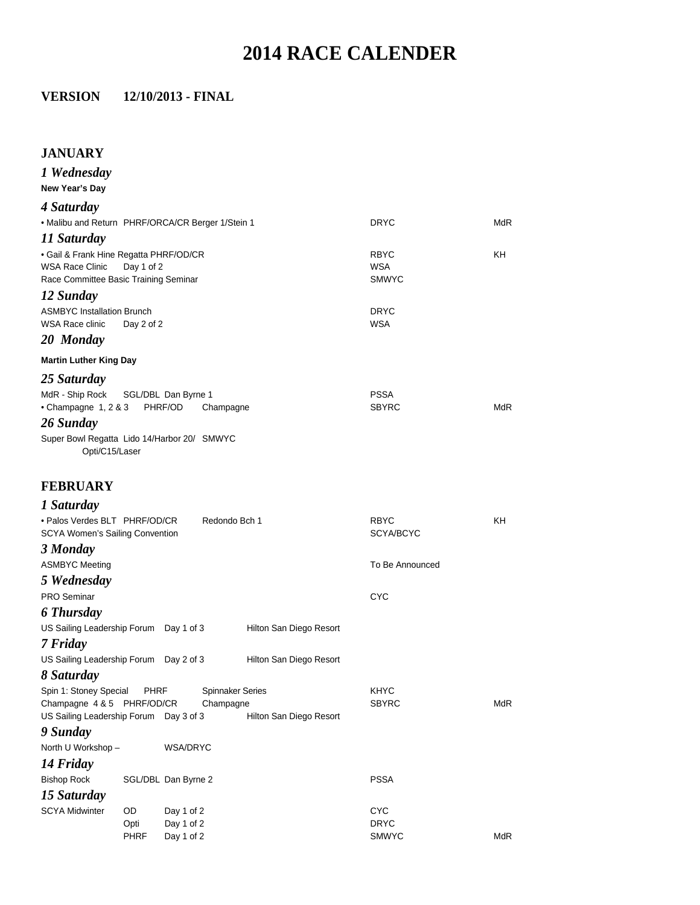# 2014 RACE CALENDER

**VERSION 12/10/2013 - FINAL**

## JANUARY

### *1 Wednesday*

**New Year's Day**

### *4 Saturday*

| Event | Host | Area |
|---|---|---|
| • Malibu and Return PHRF/ORCA/CR Berger 1/Stein 1 | DRYC | MdR |

### *11 Saturday*

| Event | Host | Area |
|---|---|---|
| • Gail & Frank Hine Regatta PHRF/OD/CR | RBYC | KH |
| WSA Race Clinic Day 1 of 2 | WSA | |
| Race Committee Basic Training Seminar | SMWYC | |

### *12 Sunday*

| Event | Host | Area |
|---|---|---|
| ASMBYC Installation Brunch | DRYC | |
| WSA Race clinic Day 2 of 2 | WSA | |

### *20 Monday*

**Martin Luther King Day**

### *25 Saturday*

| Event | Host | Area |
|---|---|---|
| MdR - Ship Rock SGL/DBL Dan Byrne 1 | PSSA | |
| • Champagne 1, 2 & 3 PHRF/OD Champagne | SBYRC | MdR |

### *26 Sunday*

Super Bowl Regatta Lido 14/Harbor 20/ Opti/C15/Laser SMWYC

## FEBRUARY

### *1 Saturday*

| Event | Host | Area |
|---|---|---|
| • Palos Verdes BLT PHRF/OD/CR Redondo Bch 1 | RBYC | KH |
| SCYA Women's Sailing Convention | SCYA/BCYC | |

### *3 Monday*

| Event | Host | Area |
|---|---|---|
| ASMBYC Meeting | To Be Announced | |

### *5 Wednesday*

| Event | Host | Area |
|---|---|---|
| PRO Seminar | CYC | |

### *6 Thursday*

US Sailing Leadership Forum Day 1 of 3 Hilton San Diego Resort

### *7 Friday*

US Sailing Leadership Forum Day 2 of 3 Hilton San Diego Resort

### *8 Saturday*

| Event | Host | Area |
|---|---|---|
| Spin 1: Stoney Special PHRF Spinnaker Series | KHYC | |
| Champagne 4 & 5 PHRF/OD/CR Champagne | SBYRC | MdR |
| US Sailing Leadership Forum Day 3 of 3 Hilton San Diego Resort | | |

### *9 Sunday*

North U Workshop – WSA/DRYC

### *14 Friday*

| Event | Host | Area |
|---|---|---|
| Bishop Rock SGL/DBL Dan Byrne 2 | PSSA | |

### *15 Saturday*

| Event | Class | Day | Host | Area |
|---|---|---|---|---|
| SCYA Midwinter | OD | Day 1 of 2 | CYC | |
| | Opti | Day 1 of 2 | DRYC | |
| | PHRF | Day 1 of 2 | SMWYC | MdR |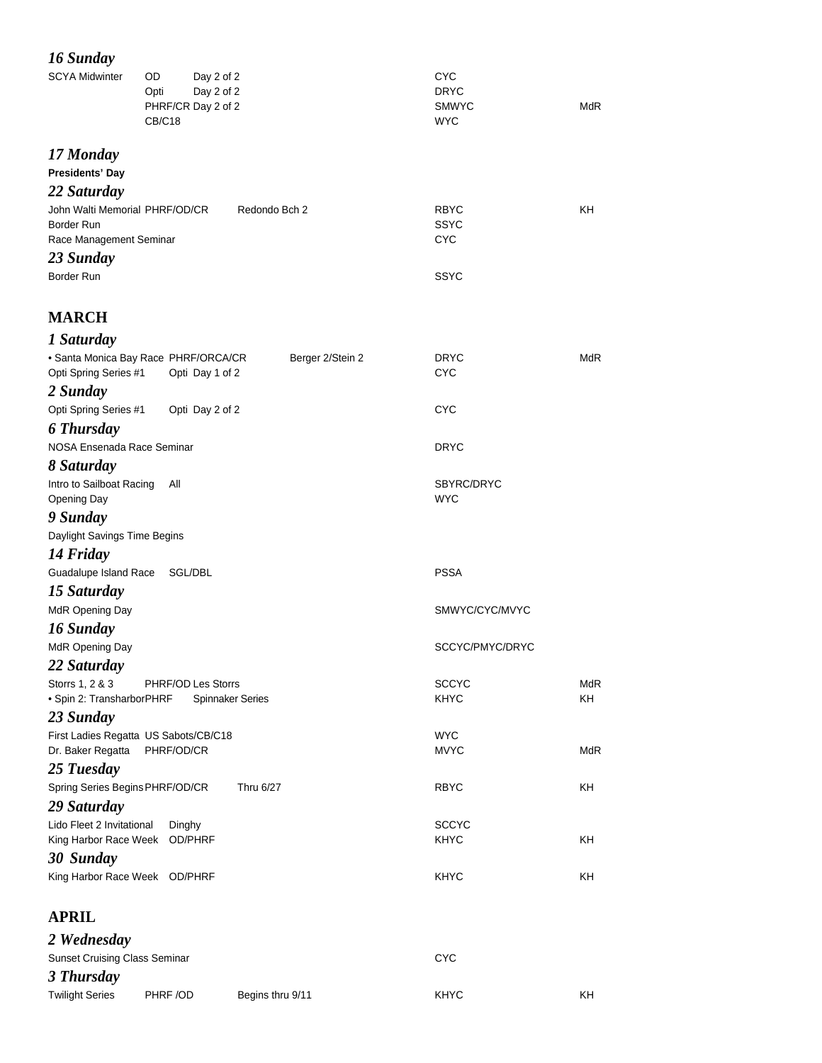### 16 Sunday

| | | | | |
|---|---|---|---|---|
| SCYA Midwinter | OD Day 2 of 2 | | CYC | |
| | Opti Day 2 of 2 | | DRYC | |
| | PHRF/CR Day 2 of 2 | | SMWYC | MdR |
| | CB/C18 | | WYC | |

### 17 Monday

**Presidents' Day**

### 22 Saturday

| | | | | |
|---|---|---|---|---|
| John Walti Memorial | PHRF/OD/CR | Redondo Bch 2 | RBYC | KH |
| Border Run | | | SSYC | |
| Race Management Seminar | | | CYC | |

### 23 Sunday

| | | | | |
|---|---|---|---|---|
| Border Run | | | SSYC | |

## MARCH

### 1 Saturday

| | | | | |
|---|---|---|---|---|
| • Santa Monica Bay Race | PHRF/ORCA/CR | Berger 2/Stein 2 | DRYC | MdR |
| Opti Spring Series #1 | Opti Day 1 of 2 | | CYC | |

### 2 Sunday

| | | | | |
|---|---|---|---|---|
| Opti Spring Series #1 | Opti Day 2 of 2 | | CYC | |

### 6 Thursday

| | | | | |
|---|---|---|---|---|
| NOSA Ensenada Race Seminar | | | DRYC | |

### 8 Saturday

| | | | | |
|---|---|---|---|---|
| Intro to Sailboat Racing | All | | SBYRC/DRYC | |
| Opening Day | | | WYC | |

### 9 Sunday

Daylight Savings Time Begins

### 14 Friday

| | | | | |
|---|---|---|---|---|
| Guadalupe Island Race | SGL/DBL | | PSSA | |

### 15 Saturday

| | | | | |
|---|---|---|---|---|
| MdR Opening Day | | | SMWYC/CYC/MVYC | |

### 16 Sunday

| | | | | |
|---|---|---|---|---|
| MdR Opening Day | | | SCCYC/PMYC/DRYC | |

### 22 Saturday

| | | | | |
|---|---|---|---|---|
| Storrs 1, 2 & 3 | PHRF/OD | Les Storrs | SCCYC | MdR |
| • Spin 2: Transharbor | PHRF | Spinnaker Series | KHYC | KH |

### 23 Sunday

| | | | | |
|---|---|---|---|---|
| First Ladies Regatta | US Sabots/CB/C18 | | WYC | |
| Dr. Baker Regatta | PHRF/OD/CR | | MVYC | MdR |

### 25 Tuesday

| | | | | |
|---|---|---|---|---|
| Spring Series Begins | PHRF/OD/CR | Thru 6/27 | RBYC | KH |

### 29 Saturday

| | | | | |
|---|---|---|---|---|
| Lido Fleet 2 Invitational | Dinghy | | SCCYC | |
| King Harbor Race Week | OD/PHRF | | KHYC | KH |

### 30 Sunday

| | | | | |
|---|---|---|---|---|
| King Harbor Race Week | OD/PHRF | | KHYC | KH |

## APRIL

### 2 Wednesday

| | | | | |
|---|---|---|---|---|
| Sunset Cruising Class Seminar | | | CYC | |

### 3 Thursday

| | | | | |
|---|---|---|---|---|
| Twilight Series | PHRF /OD | Begins thru 9/11 | KHYC | KH |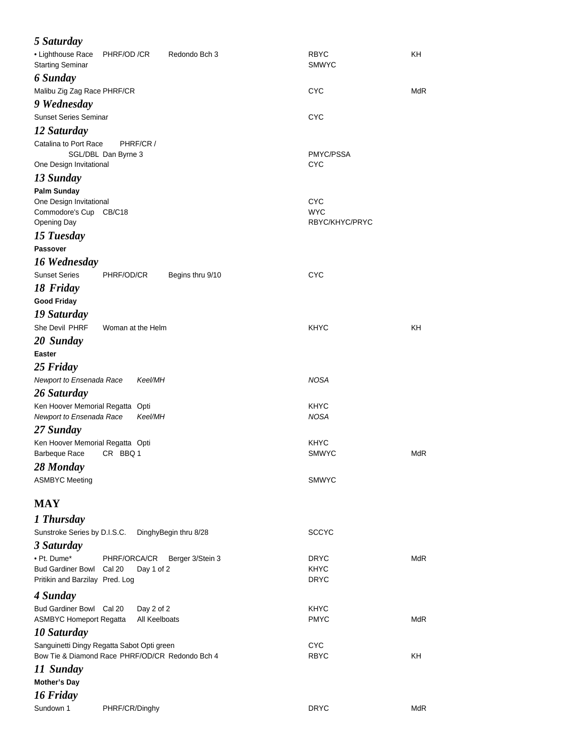### *5 Saturday*

| | | |
|---|---|---|
| • Lighthouse Race PHRF/OD /CR Redondo Bch 3 | RBYC | KH |
| Starting Seminar | SMWYC | |

### *6 Sunday*

| | | |
|---|---|---|
| Malibu Zig Zag Race PHRF/CR | CYC | MdR |

### *9 Wednesday*

| | | |
|---|---|---|
| Sunset Series Seminar | CYC | |

### *12 Saturday*

| | | |
|---|---|---|
| Catalina to Port Race PHRF/CR / SGL/DBL Dan Byrne 3 | PMYC/PSSA | |
| One Design Invitational | CYC | |

### *13 Sunday*

**Palm Sunday**

| | | |
|---|---|---|
| One Design Invitational | CYC | |
| Commodore's Cup CB/C18 | WYC | |
| Opening Day | RBYC/KHYC/PRYC | |

### *15 Tuesday*

**Passover**

### *16 Wednesday*

| | | |
|---|---|---|
| Sunset Series PHRF/OD/CR Begins thru 9/10 | CYC | |

### *18 Friday*

**Good Friday**

### *19 Saturday*

| | | |
|---|---|---|
| She Devil PHRF Woman at the Helm | KHYC | KH |

### *20 Sunday*

**Easter**

### *25 Friday*

| | | |
|---|---|---|
| *Newport to Ensenada Race Keel/MH* | *NOSA* | |

### *26 Saturday*

| | | |
|---|---|---|
| Ken Hoover Memorial Regatta Opti | KHYC | |
| *Newport to Ensenada Race Keel/MH* | *NOSA* | |

### *27 Sunday*

| | | |
|---|---|---|
| Ken Hoover Memorial Regatta Opti | KHYC | |
| Barbeque Race CR BBQ 1 | SMWYC | MdR |

### *28 Monday*

| | | |
|---|---|---|
| ASMBYC Meeting | SMWYC | |

## MAY

### *1 Thursday*

| | | |
|---|---|---|
| Sunstroke Series by D.I.S.C. DinghyBegin thru 8/28 | SCCYC | |

### *3 Saturday*

| | | |
|---|---|---|
| • Pt. Dume* PHRF/ORCA/CR Berger 3/Stein 3 | DRYC | MdR |
| Bud Gardiner Bowl Cal 20 Day 1 of 2 | KHYC | |
| Pritikin and Barzilay Pred. Log | DRYC | |

### *4 Sunday*

| | | |
|---|---|---|
| Bud Gardiner Bowl Cal 20 Day 2 of 2 | KHYC | |
| ASMBYC Homeport Regatta All Keelboats | PMYC | MdR |

### *10 Saturday*

| | | |
|---|---|---|
| Sanguinetti Dingy Regatta Sabot Opti green | CYC | |
| Bow Tie & Diamond Race PHRF/OD/CR Redondo Bch 4 | RBYC | KH |

### *11 Sunday*

**Mother's Day**

### *16 Friday*

| | | |
|---|---|---|
| Sundown 1 PHRF/CR/Dinghy | DRYC | MdR |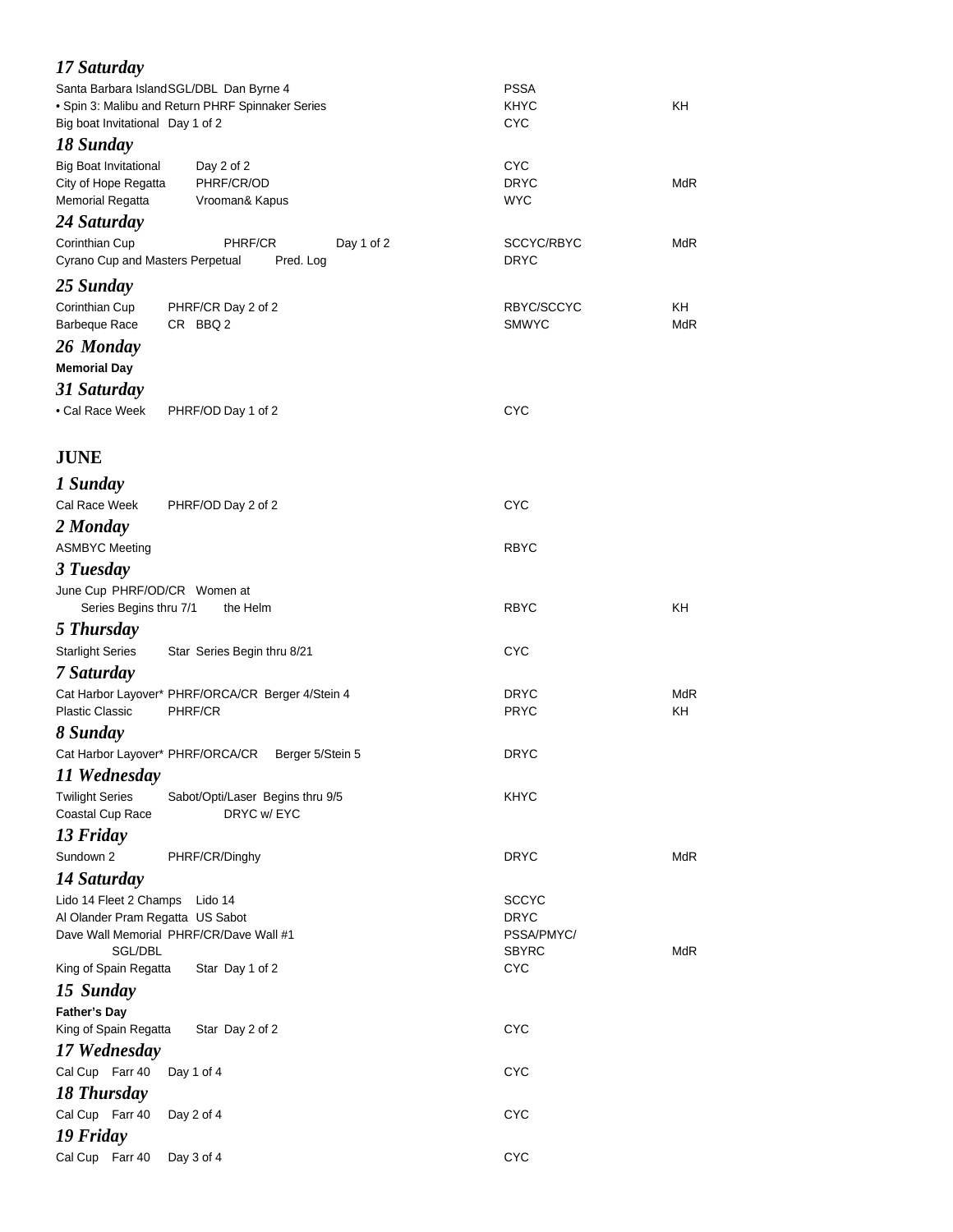### *17 Saturday*

| | | |
|---|---|---|
| Santa Barbara Island SGL/DBL Dan Byrne 4 | PSSA | |
| • Spin 3: Malibu and Return PHRF Spinnaker Series | KHYC | KH |
| Big boat Invitational Day 1 of 2 | CYC | |

### *18 Sunday*

| | | |
|---|---|---|
| Big Boat Invitational Day 2 of 2 | CYC | |
| City of Hope Regatta PHRF/CR/OD | DRYC | MdR |
| Memorial Regatta Vrooman& Kapus | WYC | |

### *24 Saturday*

| | | |
|---|---|---|
| Corinthian Cup PHRF/CR Day 1 of 2 | SCCYC/RBYC | MdR |
| Cyrano Cup and Masters Perpetual Pred. Log | DRYC | |

### *25 Sunday*

| | | |
|---|---|---|
| Corinthian Cup PHRF/CR Day 2 of 2 | RBYC/SCCYC | KH |
| Barbeque Race CR BBQ 2 | SMWYC | MdR |

### *26 Monday*

**Memorial Day**

### *31 Saturday*

| | | |
|---|---|---|
| • Cal Race Week PHRF/OD Day 1 of 2 | CYC | |

## JUNE

### *1 Sunday*

| | | |
|---|---|---|
| Cal Race Week PHRF/OD Day 2 of 2 | CYC | |

### *2 Monday*

| | | |
|---|---|---|
| ASMBYC Meeting | RBYC | |

### *3 Tuesday*

| | | |
|---|---|---|
| June Cup PHRF/OD/CR Series Begins thru 7/1 Women at the Helm | RBYC | KH |

### *5 Thursday*

| | | |
|---|---|---|
| Starlight Series Star Series Begin thru 8/21 | CYC | |

### *7 Saturday*

| | | |
|---|---|---|
| Cat Harbor Layover* PHRF/ORCA/CR Berger 4/Stein 4 | DRYC | MdR |
| Plastic Classic PHRF/CR | PRYC | KH |

### *8 Sunday*

| | | |
|---|---|---|
| Cat Harbor Layover* PHRF/ORCA/CR Berger 5/Stein 5 | DRYC | |

### *11 Wednesday*

| | | |
|---|---|---|
| Twilight Series Sabot/Opti/Laser Begins thru 9/5 | KHYC | |
| Coastal Cup Race DRYC w/ EYC | | |

### *13 Friday*

| | | |
|---|---|---|
| Sundown 2 PHRF/CR/Dinghy | DRYC | MdR |

### *14 Saturday*

| | | |
|---|---|---|
| Lido 14 Fleet 2 Champs Lido 14 | SCCYC | |
| Al Olander Pram Regatta US Sabot | DRYC | |
| Dave Wall Memorial PHRF/CR/Dave Wall #1 SGL/DBL | PSSA/PMYC/ SBYRC | MdR |
| King of Spain Regatta Star Day 1 of 2 | CYC | |

### *15 Sunday*

**Father's Day**

| | | |
|---|---|---|
| King of Spain Regatta Star Day 2 of 2 | CYC | |

### *17 Wednesday*

| | | |
|---|---|---|
| Cal Cup Farr 40 Day 1 of 4 | CYC | |

### *18 Thursday*

| | | |
|---|---|---|
| Cal Cup Farr 40 Day 2 of 4 | CYC | |

### *19 Friday*

| | | |
|---|---|---|
| Cal Cup Farr 40 Day 3 of 4 | CYC | |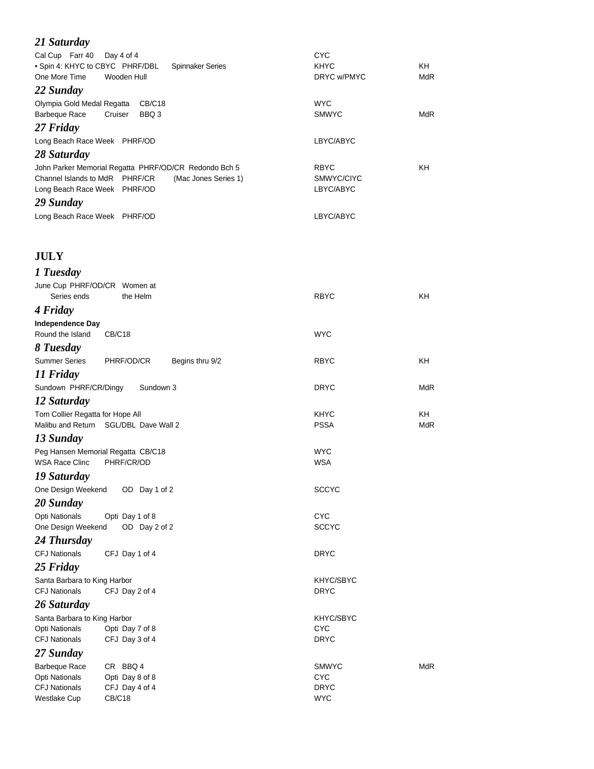### *21 Saturday*

| | | |
|---|---|---|
| Cal Cup Farr 40 Day 4 of 4 | CYC | |
| • Spin 4: KHYC to CBYC PHRF/DBL Spinnaker Series | KHYC | KH |
| One More Time Wooden Hull | DRYC w/PMYC | MdR |

### *22 Sunday*

| | | |
|---|---|---|
| Olympia Gold Medal Regatta CB/C18 | WYC | |
| Barbeque Race Cruiser BBQ 3 | SMWYC | MdR |

### *27 Friday*

| | | |
|---|---|---|
| Long Beach Race Week PHRF/OD | LBYC/ABYC | |

### *28 Saturday*

| | | |
|---|---|---|
| John Parker Memorial Regatta PHRF/OD/CR Redondo Bch 5 | RBYC | KH |
| Channel Islands to MdR PHRF/CR (Mac Jones Series 1) | SMWYC/CIYC | |
| Long Beach Race Week PHRF/OD | LBYC/ABYC | |

### *29 Sunday*

| | | |
|---|---|---|
| Long Beach Race Week PHRF/OD | LBYC/ABYC | |

## JULY

### *1 Tuesday*

| | | |
|---|---|---|
| June Cup PHRF/OD/CR Women at the Helm Series ends | RBYC | KH |

### *4 Friday*

**Independence Day**

| | | |
|---|---|---|
| Round the Island CB/C18 | WYC | |

### *8 Tuesday*

| | | |
|---|---|---|
| Summer Series PHRF/OD/CR Begins thru 9/2 | RBYC | KH |

### *11 Friday*

| | | |
|---|---|---|
| Sundown PHRF/CR/Dingy Sundown 3 | DRYC | MdR |

### *12 Saturday*

| | | |
|---|---|---|
| Tom Collier Regatta for Hope All | KHYC | KH |
| Malibu and Return SGL/DBL Dave Wall 2 | PSSA | MdR |

### *13 Sunday*

| | | |
|---|---|---|
| Peg Hansen Memorial Regatta CB/C18 | WYC | |
| WSA Race Clinc PHRF/CR/OD | WSA | |

### *19 Saturday*

| | | |
|---|---|---|
| One Design Weekend OD Day 1 of 2 | SCCYC | |

### *20 Sunday*

| | | |
|---|---|---|
| Opti Nationals Opti Day 1 of 8 | CYC | |
| One Design Weekend OD Day 2 of 2 | SCCYC | |

### *24 Thursday*

| | | |
|---|---|---|
| CFJ Nationals CFJ Day 1 of 4 | DRYC | |

### *25 Friday*

| | | |
|---|---|---|
| Santa Barbara to King Harbor | KHYC/SBYC | |
| CFJ Nationals CFJ Day 2 of 4 | DRYC | |

### *26 Saturday*

| | | |
|---|---|---|
| Santa Barbara to King Harbor | KHYC/SBYC | |
| Opti Nationals Opti Day 7 of 8 | CYC | |
| CFJ Nationals CFJ Day 3 of 4 | DRYC | |

### *27 Sunday*

| | | |
|---|---|---|
| Barbeque Race CR BBQ 4 | SMWYC | MdR |
| Opti Nationals Opti Day 8 of 8 | CYC | |
| CFJ Nationals CFJ Day 4 of 4 | DRYC | |
| Westlake Cup CB/C18 | WYC | |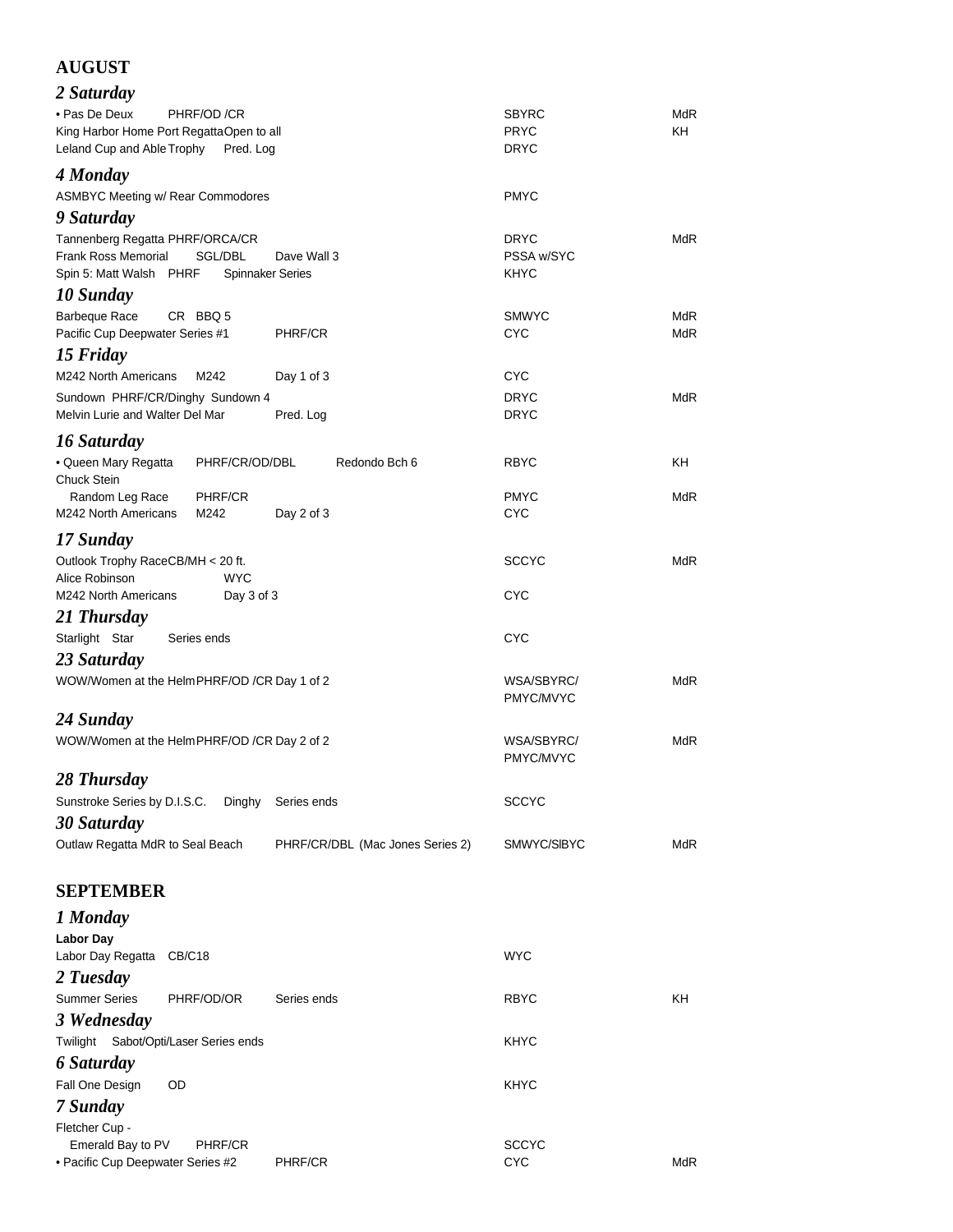## AUGUST

### *2 Saturday*

| | | |
|---|---|---|
| • Pas De Deux PHRF/OD /CR | SBYRC | MdR |
| King Harbor Home Port Regatta Open to all | PRYC | KH |
| Leland Cup and Able Trophy Pred. Log | DRYC | |

### *4 Monday*

| | | |
|---|---|---|
| ASMBYC Meeting w/ Rear Commodores | PMYC | |

### *9 Saturday*

| | | |
|---|---|---|
| Tannenberg Regatta PHRF/ORCA/CR | DRYC | MdR |
| Frank Ross Memorial SGL/DBL Dave Wall 3 | PSSA w/SYC | |
| Spin 5: Matt Walsh PHRF Spinnaker Series | KHYC | |

### *10 Sunday*

| | | |
|---|---|---|
| Barbeque Race CR BBQ 5 | SMWYC | MdR |
| Pacific Cup Deepwater Series #1 PHRF/CR | CYC | MdR |

### *15 Friday*

| | | |
|---|---|---|
| M242 North Americans M242 Day 1 of 3 | CYC | |
| Sundown PHRF/CR/Dinghy Sundown 4 | DRYC | MdR |
| Melvin Lurie and Walter Del Mar Pred. Log | DRYC | |

### *16 Saturday*

| | | |
|---|---|---|
| • Queen Mary Regatta PHRF/CR/OD/DBL Redondo Bch 6 | RBYC | KH |
| Chuck Stein Random Leg Race PHRF/CR | PMYC | MdR |
| M242 North Americans M242 Day 2 of 3 | CYC | |

### *17 Sunday*

| | | |
|---|---|---|
| Outlook Trophy Race CB/MH < 20 ft. | SCCYC | MdR |
| Alice Robinson WYC | | |
| M242 North Americans Day 3 of 3 | CYC | |

### *21 Thursday*

| | | |
|---|---|---|
| Starlight Star Series ends | CYC | |

### *23 Saturday*

| | | |
|---|---|---|
| WOW/Women at the Helm PHRF/OD /CR Day 1 of 2 | WSA/SBYRC/ PMYC/MVYC | MdR |

### *24 Sunday*

| | | |
|---|---|---|
| WOW/Women at the Helm PHRF/OD /CR Day 2 of 2 | WSA/SBYRC/ PMYC/MVYC | MdR |

### *28 Thursday*

| | | |
|---|---|---|
| Sunstroke Series by D.I.S.C. Dinghy Series ends | SCCYC | |

### *30 Saturday*

| | | |
|---|---|---|
| Outlaw Regatta MdR to Seal Beach PHRF/CR/DBL (Mac Jones Series 2) | SMWYC/SlBYC | MdR |

## SEPTEMBER

### *1 Monday*

**Labor Day**

| | | |
|---|---|---|
| Labor Day Regatta CB/C18 | WYC | |

### *2 Tuesday*

| | | |
|---|---|---|
| Summer Series PHRF/OD/OR Series ends | RBYC | KH |

### *3 Wednesday*

| | | |
|---|---|---|
| Twilight Sabot/Opti/Laser Series ends | KHYC | |

### *6 Saturday*

| | | |
|---|---|---|
| Fall One Design OD | KHYC | |

### *7 Sunday*

| | | |
|---|---|---|
| Fletcher Cup - Emerald Bay to PV PHRF/CR | SCCYC | |
| • Pacific Cup Deepwater Series #2 PHRF/CR | CYC | MdR |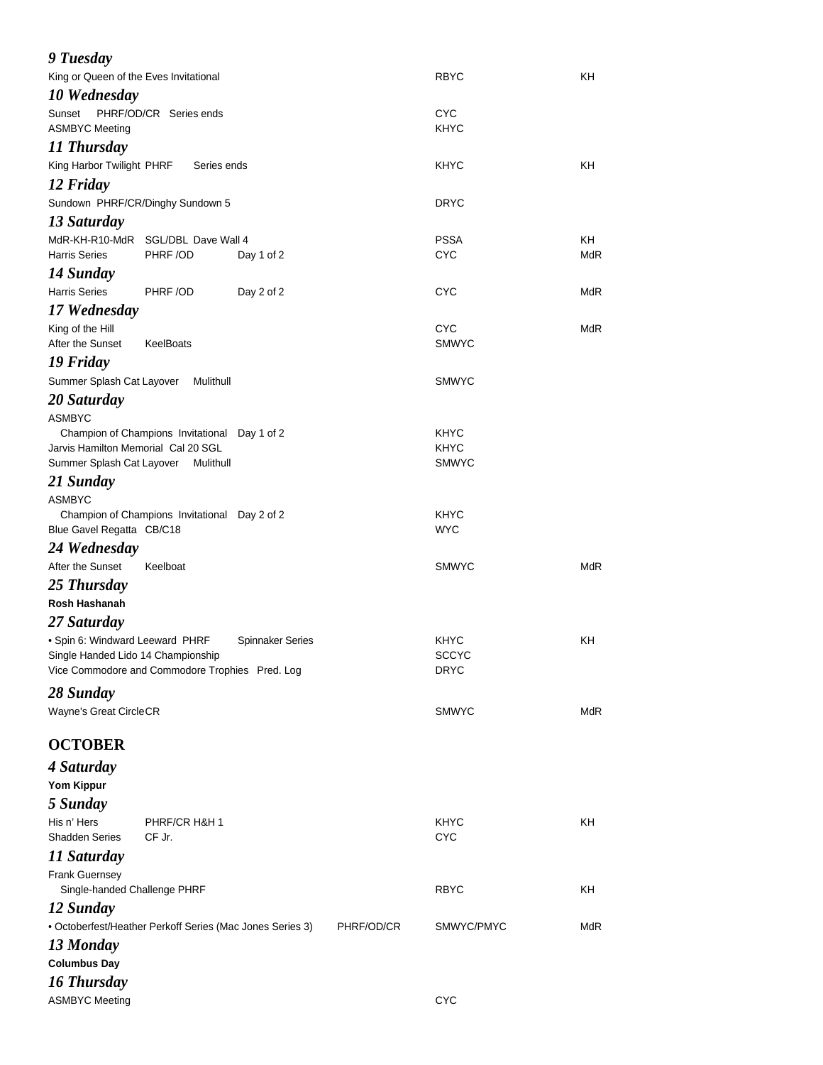### *9 Tuesday*

| | | |
|---|---|---|
| King or Queen of the Eves Invitational | RBYC | KH |

### *10 Wednesday*

| | | |
|---|---|---|
| Sunset PHRF/OD/CR Series ends | CYC | |
| ASMBYC Meeting | KHYC | |

### *11 Thursday*

| | | |
|---|---|---|
| King Harbor Twilight PHRF Series ends | KHYC | KH |

### *12 Friday*

| | | |
|---|---|---|
| Sundown PHRF/CR/Dinghy Sundown 5 | DRYC | |

### *13 Saturday*

| | | |
|---|---|---|
| MdR-KH-R10-MdR SGL/DBL Dave Wall 4 | PSSA | KH |
| Harris Series PHRF /OD Day 1 of 2 | CYC | MdR |

### *14 Sunday*

| | | |
|---|---|---|
| Harris Series PHRF /OD Day 2 of 2 | CYC | MdR |

### *17 Wednesday*

| | | |
|---|---|---|
| King of the Hill | CYC | MdR |
| After the Sunset KeelBoats | SMWYC | |

### *19 Friday*

| | | |
|---|---|---|
| Summer Splash Cat Layover Mulithull | SMWYC | |

### *20 Saturday*

| | | |
|---|---|---|
| ASMBYC Champion of Champions Invitational Day 1 of 2 | KHYC | |
| Jarvis Hamilton Memorial Cal 20 SGL | KHYC | |
| Summer Splash Cat Layover Mulithull | SMWYC | |

### *21 Sunday*

| | | |
|---|---|---|
| ASMBYC Champion of Champions Invitational Day 2 of 2 | KHYC | |
| Blue Gavel Regatta CB/C18 | WYC | |

### *24 Wednesday*

| | | |
|---|---|---|
| After the Sunset Keelboat | SMWYC | MdR |

### *25 Thursday*

**Rosh Hashanah**

### *27 Saturday*

| | | |
|---|---|---|
| • Spin 6: Windward Leeward PHRF Spinnaker Series | KHYC | KH |
| Single Handed Lido 14 Championship | SCCYC | |
| Vice Commodore and Commodore Trophies Pred. Log | DRYC | |

### *28 Sunday*

| | | |
|---|---|---|
| Wayne's Great Circle CR | SMWYC | MdR |

## OCTOBER

### *4 Saturday*

**Yom Kippur**

### *5 Sunday*

| | | |
|---|---|---|
| His n' Hers PHRF/CR H&H 1 | KHYC | KH |
| Shadden Series CF Jr. | CYC | |

### *11 Saturday*

| | | |
|---|---|---|
| Frank Guernsey Single-handed Challenge PHRF | RBYC | KH |

### *12 Sunday*

| | | |
|---|---|---|
| • Octoberfest/Heather Perkoff Series (Mac Jones Series 3) PHRF/OD/CR | SMWYC/PMYC | MdR |

### *13 Monday*

**Columbus Day**

### *16 Thursday*

| | | |
|---|---|---|
| ASMBYC Meeting | CYC | |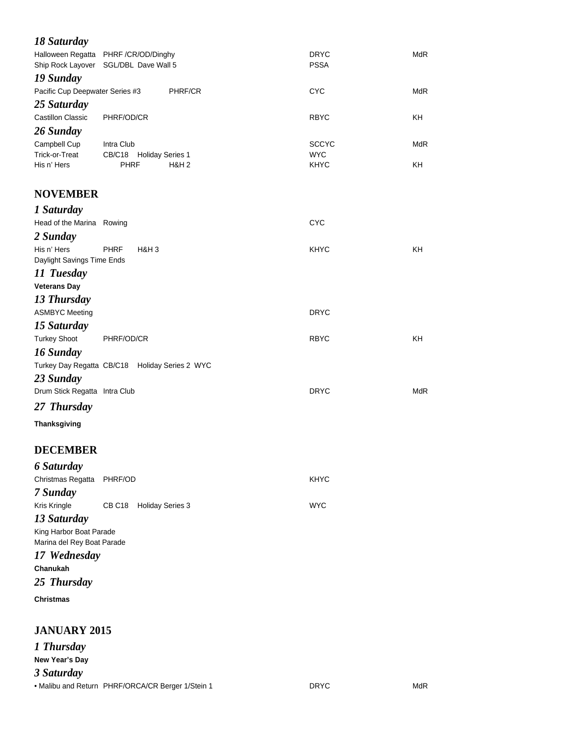*18 Saturday*

| | | | |
|---|---|---|---|
| Halloween Regatta | PHRF /CR/OD/Dinghy | DRYC | MdR |
| Ship Rock Layover | SGL/DBL Dave Wall 5 | PSSA | |

*19 Sunday*

| | | | |
|---|---|---|---|
| Pacific Cup Deepwater Series #3 | PHRF/CR | CYC | MdR |

*25 Saturday*

| | | | |
|---|---|---|---|
| Castillon Classic | PHRF/OD/CR | RBYC | KH |

*26 Sunday*

| | | | |
|---|---|---|---|
| Campbell Cup | Intra Club | SCCYC | MdR |
| Trick-or-Treat | CB/C18 Holiday Series 1 | WYC | |
| His n' Hers | PHRF H&H 2 | KHYC | KH |

## NOVEMBER

*1 Saturday*

| | | | |
|---|---|---|---|
| Head of the Marina | Rowing | CYC | |

*2 Sunday*

| | | | |
|---|---|---|---|
| His n' Hers | PHRF H&H 3 | KHYC | KH |

Daylight Savings Time Ends

*11 Tuesday*

**Veterans Day**

*13 Thursday*

| | | | |
|---|---|---|---|
| ASMBYC Meeting | | DRYC | |

*15 Saturday*

| | | | |
|---|---|---|---|
| Turkey Shoot | PHRF/OD/CR | RBYC | KH |

*16 Sunday*

Turkey Day Regatta CB/C18 Holiday Series 2 WYC

*23 Sunday*

| | | | |
|---|---|---|---|
| Drum Stick Regatta | Intra Club | DRYC | MdR |

*27 Thursday*

**Thanksgiving**

## DECEMBER

*6 Saturday*

| | | | |
|---|---|---|---|
| Christmas Regatta | PHRF/OD | KHYC | |

*7 Sunday*

| | | | |
|---|---|---|---|
| Kris Kringle | CB C18 Holiday Series 3 | WYC | |

*13 Saturday*

King Harbor Boat Parade
Marina del Rey Boat Parade

*17 Wednesday*

**Chanukah**

*25 Thursday*

**Christmas**

## JANUARY 2015

*1 Thursday*

**New Year's Day**

*3 Saturday*

| | | | |
|---|---|---|---|
| • Malibu and Return | PHRF/ORCA/CR Berger 1/Stein 1 | DRYC | MdR |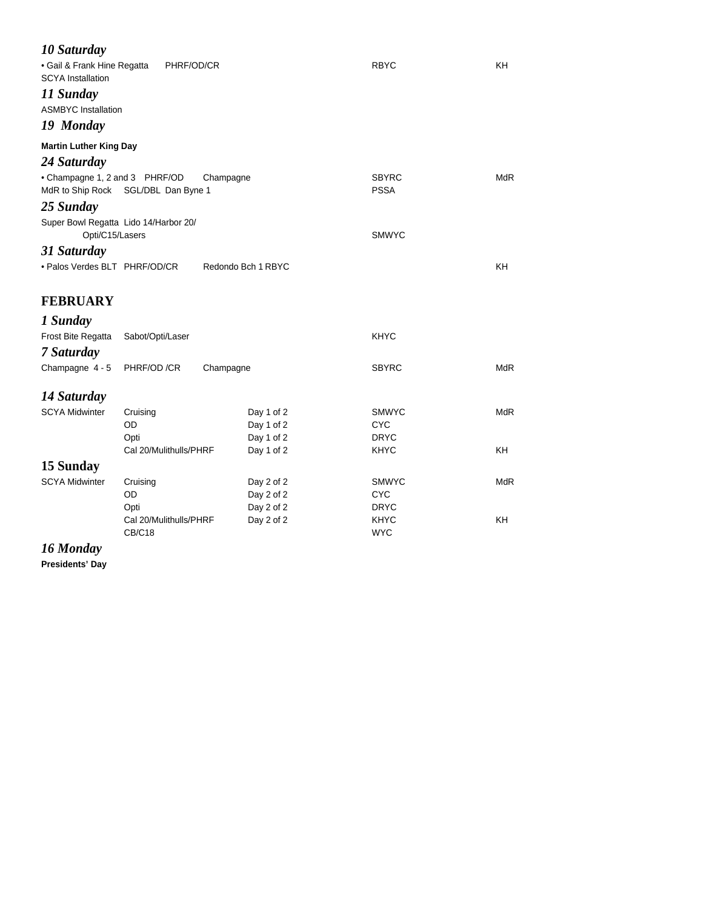### *10 Saturday*

| | | | | |
|---|---|---|---|---|
| • Gail & Frank Hine Regatta | PHRF/OD/CR | | RBYC | KH |
| SCYA Installation | | | | |

### *11 Sunday*

ASMBYC Installation

### *19 Monday*

**Martin Luther King Day**

### *24 Saturday*

| | | | | |
|---|---|---|---|---|
| • Champagne 1, 2 and 3 | PHRF/OD | Champagne | SBYRC | MdR |
| MdR to Ship Rock | SGL/DBL Dan Byne 1 | | PSSA | |

### *25 Sunday*

| | | | | |
|---|---|---|---|---|
| Super Bowl Regatta | Lido 14/Harbor 20/ Opti/C15/Lasers | | SMWYC | |

### *31 Saturday*

| | | | | |
|---|---|---|---|---|
| • Palos Verdes BLT | PHRF/OD/CR | Redondo Bch 1 RBYC | | KH |

## FEBRUARY

### *1 Sunday*

| | | | | |
|---|---|---|---|---|
| Frost Bite Regatta | Sabot/Opti/Laser | | KHYC | |

### *7 Saturday*

| | | | | |
|---|---|---|---|---|
| Champagne 4 - 5 | PHRF/OD /CR | Champagne | SBYRC | MdR |

### *14 Saturday*

| | | | | |
|---|---|---|---|---|
| SCYA Midwinter | Cruising | Day 1 of 2 | SMWYC | MdR |
| | OD | Day 1 of 2 | CYC | |
| | Opti | Day 1 of 2 | DRYC | |
| | Cal 20/Mulithulls/PHRF | Day 1 of 2 | KHYC | KH |

### 15 Sunday

| | | | | |
|---|---|---|---|---|
| SCYA Midwinter | Cruising | Day 2 of 2 | SMWYC | MdR |
| | OD | Day 2 of 2 | CYC | |
| | Opti | Day 2 of 2 | DRYC | |
| | Cal 20/Mulithulls/PHRF | Day 2 of 2 | KHYC | KH |
| | CB/C18 | | WYC | |

### *16 Monday*

**Presidents' Day**